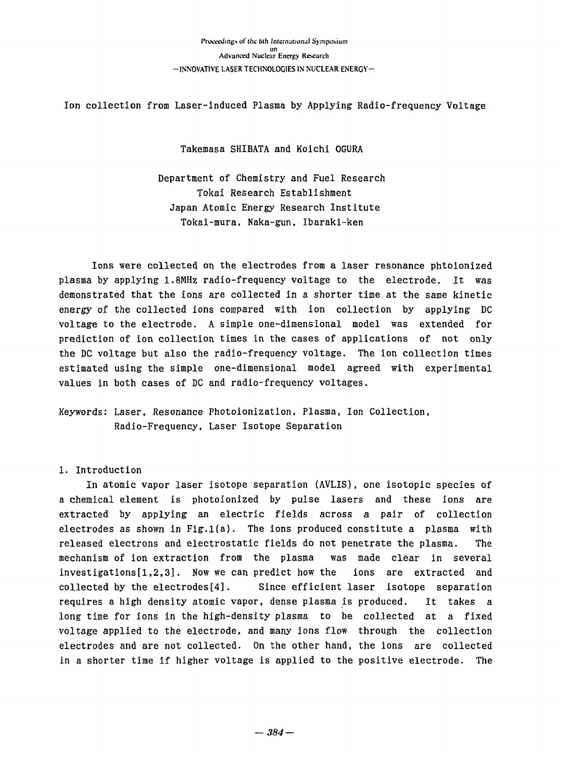Proceedings of the 6th International Symposium on Advanced Nuclear Energy Research —INNOVATIVE LASER TECHNOLOGIES IN NUCLEAR ENERGY—

# Ion collection from Laser-induced Plasma by Applying Radio-frequency Voltage

Takemasa SHIBATA and Koichi OGURA

Department of Chemistry and Fuel Research
Tokai Research Establishment
Japan Atomic Energy Research Institute
Tokai-mura, Naka-gun, Ibaraki-ken

Ions were collected on the electrodes from a laser resonance phtoionized plasma by applying 1.8MHz radio-frequency voltage to the electrode. It was demonstrated that the ions are collected in a shorter time at the same kinetic energy of the collected ions compared with ion collection by applying DC voltage to the electrode. A simple one-dimensional model was extended for prediction of ion collection times in the cases of applications of not only the DC voltage but also the radio-frequency voltage. The ion collection times estimated using the simple one-dimensional model agreed with experimental values in both cases of DC and radio-frequency voltages.

Keywords: Laser, Resonance Photoionization, Plasma, Ion Collection, Radio-Frequency, Laser Isotope Separation

## 1. Introduction

In atomic vapor laser isotope separation (AVLIS), one isotopic species of a chemical element is photoionized by pulse lasers and these ions are extracted by applying an electric fields across a pair of collection electrodes as shown in Fig.1(a). The ions produced constitute a plasma with released electrons and electrostatic fields do not penetrate the plasma. The mechanism of ion extraction from the plasma was made clear in several investigations[1,2,3]. Now we can predict how the ions are extracted and collected by the electrodes[4]. Since efficient laser isotope separation requires a high density atomic vapor, dense plasma is produced. It takes a long time for ions in the high-density plasma to be collected at a fixed voltage applied to the electrode, and many ions flow through the collection electrodes and are not collected. On the other hand, the ions are collected in a shorter time if higher voltage is applied to the positive electrode. The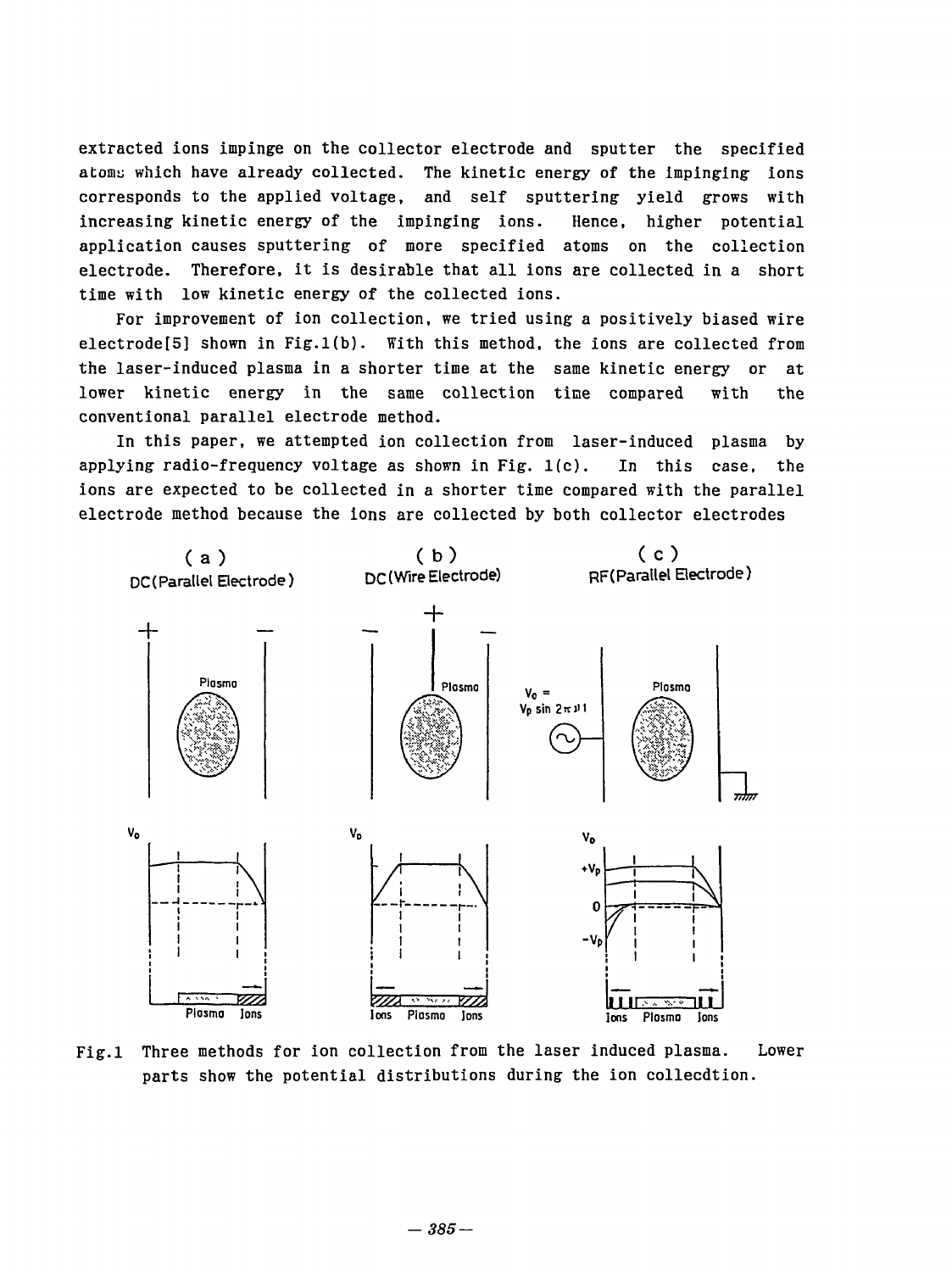extracted ions impinge on the collector electrode and sputter the specified atoms which have already collected. The kinetic energy of the impinging ions corresponds to the applied voltage, and self sputtering yield grows with increasing kinetic energy of the impinging ions. Hence, higher potential application causes sputtering of more specified atoms on the collection electrode. Therefore, it is desirable that all ions are collected in a short time with low kinetic energy of the collected ions.

For improvement of ion collection, we tried using a positively biased wire electrode[5] shown in Fig.1(b). With this method, the ions are collected from the laser-induced plasma in a shorter time at the same kinetic energy or at lower kinetic energy in the same collection time compared with the conventional parallel electrode method.

In this paper, we attempted ion collection from laser-induced plasma by applying radio-frequency voltage as shown in Fig. 1(c). In this case, the ions are expected to be collected in a shorter time compared with the parallel electrode method because the ions are collected by both collector electrodes

(a) DC(Parallel Electrode) (b) DC(Wire Electrode) (c) RF(Parallel Electrode)

$V_0 = V_p \sin 2\pi\nu t$

Fig.1 Three methods for ion collection from the laser induced plasma. Lower parts show the potential distributions during the ion collecdtion.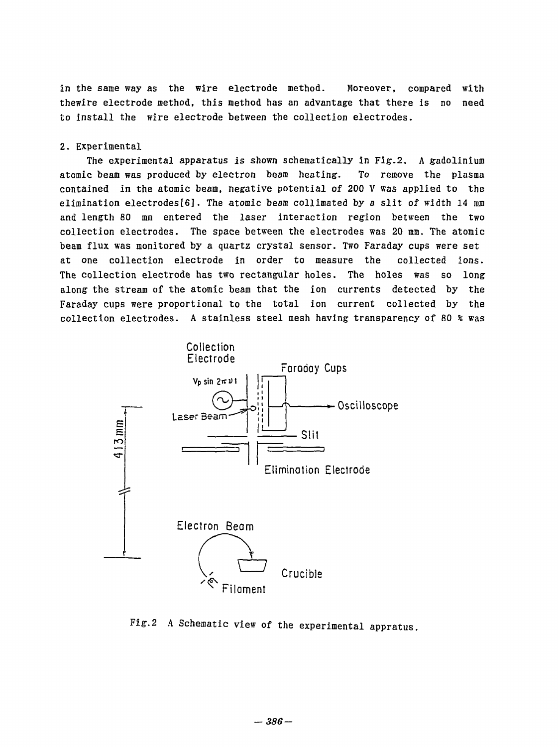in the same way as the wire electrode method. Moreover, compared with thewire electrode method, this method has an advantage that there is no need to install the wire electrode between the collection electrodes.

## 2. Experimental

The experimental apparatus is shown schematically in Fig.2. A gadolinium atomic beam was produced by electron beam heating. To remove the plasma contained in the atomic beam, negative potential of 200 V was applied to the elimination electrodes[6]. The atomic beam collimated by a slit of width 14 mm and length 80 mm entered the laser interaction region between the two collection electrodes. The space between the electrodes was 20 mm. The atomic beam flux was monitored by a quartz crystal sensor. Two Faraday cups were set at one collection electrode in order to measure the collected ions. The collection electrode has two rectangular holes. The holes was so long along the stream of the atomic beam that the ion currents detected by the Faraday cups were proportional to the total ion current collected by the collection electrodes. A stainless steel mesh having transparency of 80 % was

Fig.2 A Schematic view of the experimental appratus.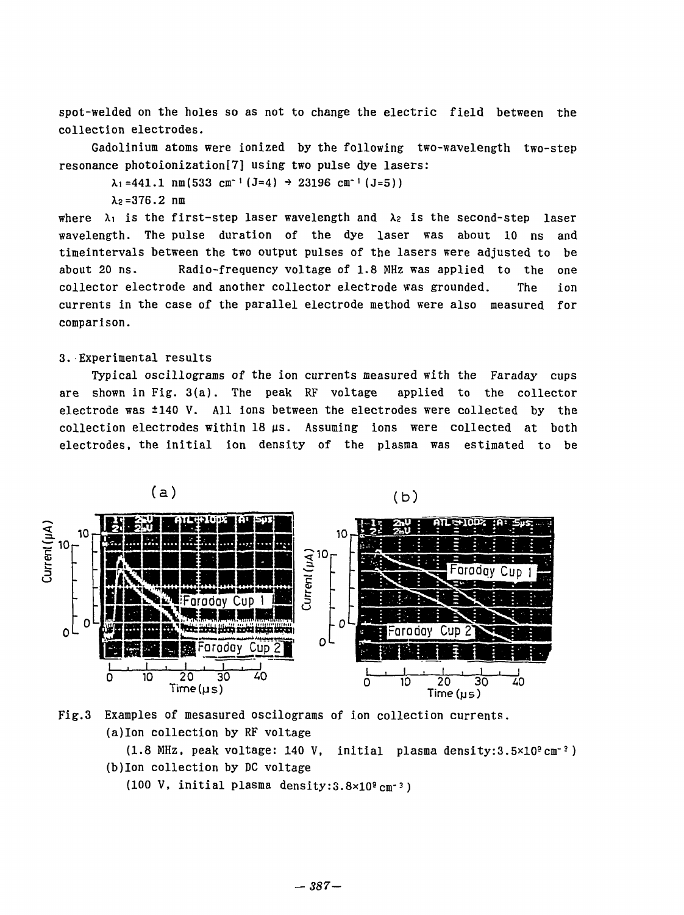spot-welded on the holes so as not to change the electric field between the collection electrodes.

Gadolinium atoms were ionized by the following two-wavelength two-step resonance photoionization[7] using two pulse dye lasers:

$\lambda_1$=441.1 nm(533 cm$^{-1}$(J=4) → 23196 cm$^{-1}$(J=5))

$\lambda_2$=376.2 nm

where $\lambda_1$ is the first-step laser wavelength and $\lambda_2$ is the second-step laser wavelength. The pulse duration of the dye laser was about 10 ns and timeintervals between the two output pulses of the lasers were adjusted to be about 20 ns. Radio-frequency voltage of 1.8 MHz was applied to the one collector electrode and another collector electrode was grounded. The ion currents in the case of the parallel electrode method were also measured for comparison.

## 3. Experimental results

Typical oscillograms of the ion currents measured with the Faraday cups are shown in Fig. 3(a). The peak RF voltage applied to the collector electrode was ±140 V. All ions between the electrodes were collected by the collection electrodes within 18 μs. Assuming ions were collected at both electrodes, the initial ion density of the plasma was estimated to be

Fig.3 Examples of mesasured oscilograms of ion collection currents.
(a)Ion collection by RF voltage
(1.8 MHz, peak voltage: 140 V, initial plasma density:3.5×10$^9$cm$^{-3}$)
(b)Ion collection by DC voltage
(100 V, initial plasma density:3.8×10$^9$cm$^{-3}$)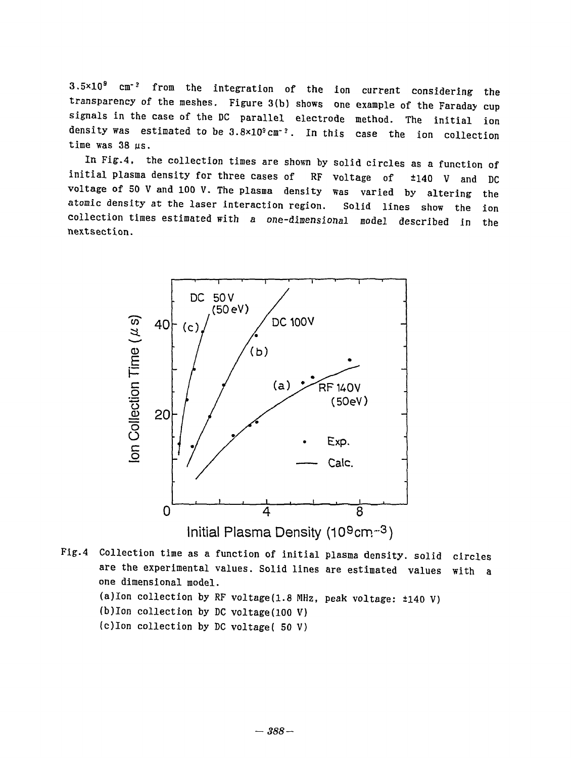$3.5\times10^9$ $cm^{-3}$ from the integration of the ion current considering the transparency of the meshes. Figure 3(b) shows one example of the Faraday cup signals in the case of the DC parallel electrode method. The initial ion density was estimated to be $3.8\times10^9 cm^{-3}$. In this case the ion collection time was 38 $\mu s$.

In Fig.4, the collection times are shown by solid circles as a function of initial plasma density for three cases of RF voltage of ±140 V and DC voltage of 50 V and 100 V. The plasma density was varied by altering the atomic density at the laser interaction region. Solid lines show the ion collection times estimated with a one-dimensional model described in the nextsection.

Fig.4 Collection time as a function of initial plasma density. solid circles are the experimental values. Solid lines are estimated values with a one dimensional model.
(a)Ion collection by RF voltage(1.8 MHz, peak voltage: ±140 V)
(b)Ion collection by DC voltage(100 V)
(c)Ion collection by DC voltage( 50 V)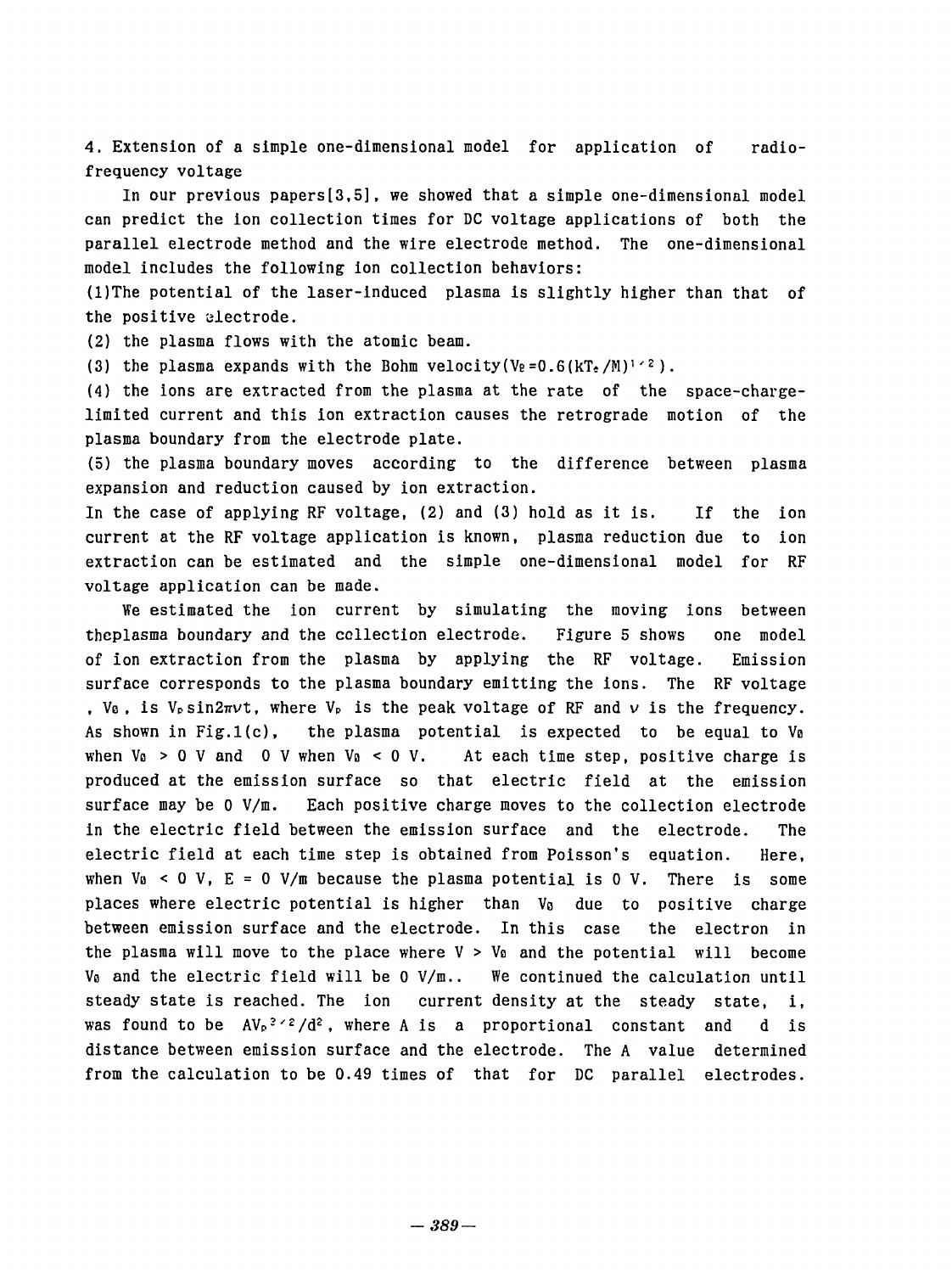## 4. Extension of a simple one-dimensional model for application of radio-frequency voltage

In our previous papers[3,5], we showed that a simple one-dimensional model can predict the ion collection times for DC voltage applications of both the parallel electrode method and the wire electrode method. The one-dimensional model includes the following ion collection behaviors:

(1)The potential of the laser-induced plasma is slightly higher than that of the positive electrode.

(2) the plasma flows with the atomic beam.

(3) the plasma expands with the Bohm velocity($V_B=0.6(kT_e/M)^{1/2}$).

(4) the ions are extracted from the plasma at the rate of the space-charge-limited current and this ion extraction causes the retrograde motion of the plasma boundary from the electrode plate.

(5) the plasma boundary moves according to the difference between plasma expansion and reduction caused by ion extraction.

In the case of applying RF voltage, (2) and (3) hold as it is. If the ion current at the RF voltage application is known, plasma reduction due to ion extraction can be estimated and the simple one-dimensional model for RF voltage application can be made.

We estimated the ion current by simulating the moving ions between theplasma boundary and the collection electrode. Figure 5 shows one model of ion extraction from the plasma by applying the RF voltage. Emission surface corresponds to the plasma boundary emitting the ions. The RF voltage, $V_0$, is $V_p \sin 2\pi\nu t$, where $V_p$ is the peak voltage of RF and $\nu$ is the frequency. As shown in Fig.1(c), the plasma potential is expected to be equal to $V_0$ when $V_0 > 0$ V and 0 V when $V_0 < 0$ V. At each time step, positive charge is produced at the emission surface so that electric field at the emission surface may be 0 V/m. Each positive charge moves to the collection electrode in the electric field between the emission surface and the electrode. The electric field at each time step is obtained from Poisson's equation. Here, when $V_0 < 0$ V, E = 0 V/m because the plasma potential is 0 V. There is some places where electric potential is higher than $V_0$ due to positive charge between emission surface and the electrode. In this case the electron in the plasma will move to the place where $V > V_0$ and the potential will become $V_0$ and the electric field will be 0 V/m.. We continued the calculation until steady state is reached. The ion current density at the steady state, i, was found to be $AV_p^{3/2}/d^2$, where A is a proportional constant and d is distance between emission surface and the electrode. The A value determined from the calculation to be 0.49 times of that for DC parallel electrodes.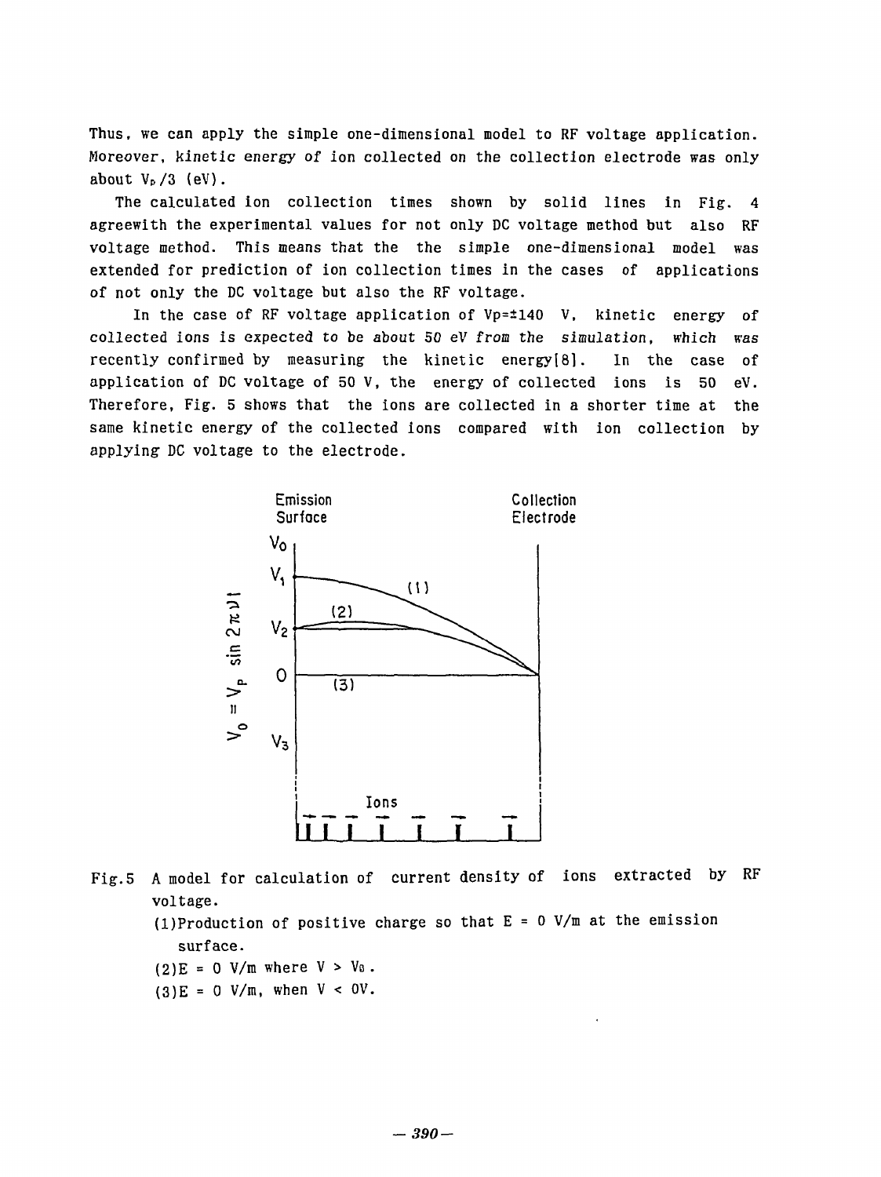Thus, we can apply the simple one-dimensional model to RF voltage application. Moreover, kinetic energy of ion collected on the collection electrode was only about $V_p/3$ (eV).

The calculated ion collection times shown by solid lines in Fig. 4 agreewith the experimental values for not only DC voltage method but also RF voltage method. This means that the the simple one-dimensional model was extended for prediction of ion collection times in the cases of applications of not only the DC voltage but also the RF voltage.

In the case of RF voltage application of $V_p = \pm 140$ V, kinetic energy of collected ions is expected to be about 50 eV from the simulation, which was recently confirmed by measuring the kinetic energy[8]. In the case of application of DC voltage of 50 V, the energy of collected ions is 50 eV. Therefore, Fig. 5 shows that the ions are collected in a shorter time at the same kinetic energy of the collected ions compared with ion collection by applying DC voltage to the electrode.

Fig.5 A model for calculation of current density of ions extracted by RF voltage.

(1)Production of positive charge so that E = 0 V/m at the emission surface.

(2)E = 0 V/m where $V > V_0$.

(3)E = 0 V/m, when $V < 0$V.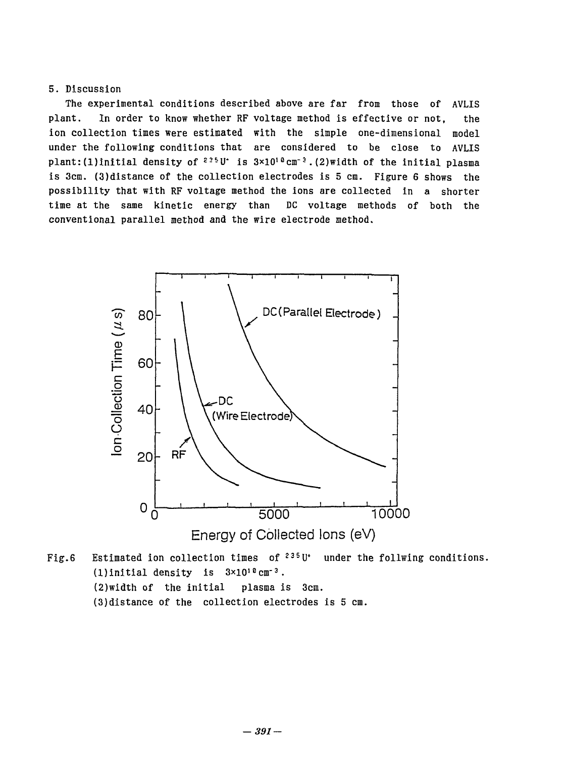## 5. Discussion

The experimental conditions described above are far from those of AVLIS plant. In order to know whether RF voltage method is effective or not, the ion collection times were estimated with the simple one-dimensional model under the following conditions that are considered to be close to AVLIS plant: (1) initial density of $^{235}U^{+}$ is $3\times10^{10}cm^{-3}$. (2) width of the initial plasma is 3cm. (3) distance of the collection electrodes is 5 cm. Figure 6 shows the possibility that with RF voltage method the ions are collected in a shorter time at the same kinetic energy than DC voltage methods of both the conventional parallel method and the wire electrode method.

Fig.6 Estimated ion collection times of $^{235}U^{+}$ under the follwing conditions.
(1) initial density is $3\times10^{10}cm^{-3}$.
(2) width of the initial plasma is 3cm.
(3) distance of the collection electrodes is 5 cm.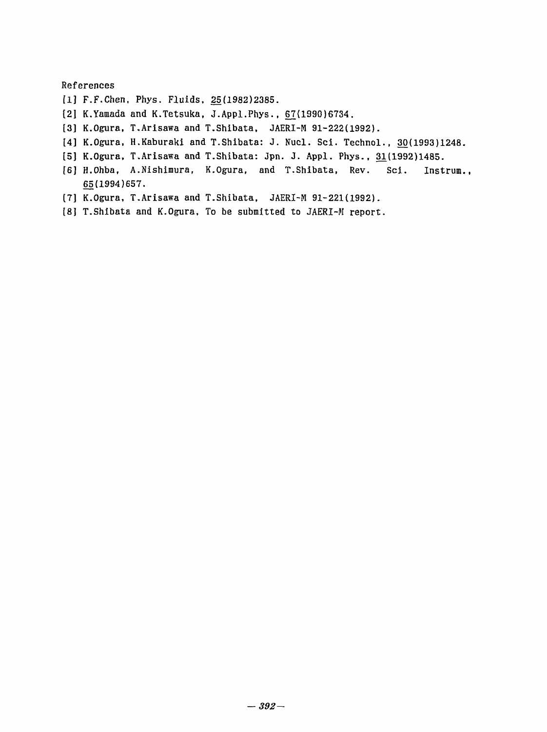References

[1] F.F.Chen, Phys. Fluids, 25(1982)2385.

[2] K.Yamada and K.Tetsuka, J.Appl.Phys., 67(1990)6734.

[3] K.Ogura, T.Arisawa and T.Shibata, JAERI-M 91-222(1992).

[4] K.Ogura, H.Kaburaki and T.Shibata: J. Nucl. Sci. Technol., 30(1993)1248.

[5] K.Ogura, T.Arisawa and T.Shibata: Jpn. J. Appl. Phys., 31(1992)1485.

[6] H.Ohba, A.Nishimura, K.Ogura, and T.Shibata, Rev. Sci. Instrum., 65(1994)657.

[7] K.Ogura, T.Arisawa and T.Shibata, JAERI-M 91-221(1992).

[8] T.Shibata and K.Ogura, To be submitted to JAERI-M report.